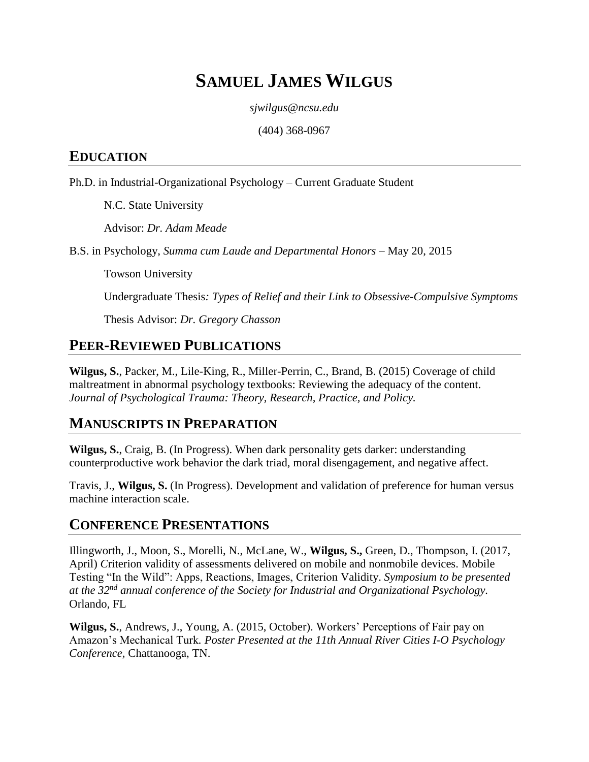# SAMUEL JAMES WILGUS

*sjwilgus@ncsu.edu*

(404) 368-0967

## EDUCATION

Ph.D. in Industrial-Organizational Psychology – Current Graduate Student

N.C. State University

Advisor: *Dr. Adam Meade*

B.S. in Psychology, *Summa cum Laude and Departmental Honors* – May 20, 2015

Towson University

Undergraduate Thesis*: Types of Relief and their Link to Obsessive-Compulsive Symptoms*

Thesis Advisor: *Dr. Gregory Chasson*

## PEER-REVIEWED PUBLICATIONS

**Wilgus, S.**, Packer, M., Lile-King, R., Miller-Perrin, C., Brand, B. (2015) Coverage of child maltreatment in abnormal psychology textbooks: Reviewing the adequacy of the content. *Journal of Psychological Trauma: Theory, Research, Practice, and Policy.*

## MANUSCRIPTS IN PREPARATION

**Wilgus, S.**, Craig, B. (In Progress). When dark personality gets darker: understanding counterproductive work behavior the dark triad, moral disengagement, and negative affect.

Travis, J., **Wilgus, S.** (In Progress). Development and validation of preference for human versus machine interaction scale.

## CONFERENCE PRESENTATIONS

Illingworth, J., Moon, S., Morelli, N., McLane, W., **Wilgus, S.,** Green, D., Thompson, I. (2017, April) Criterion validity of assessments delivered on mobile and nonmobile devices. Mobile Testing "In the Wild": Apps, Reactions, Images, Criterion Validity. *Symposium to be presented at the 32nd annual conference of the Society for Industrial and Organizational Psychology.* Orlando, FL

**Wilgus, S.**, Andrews, J., Young, A. (2015, October). Workers' Perceptions of Fair pay on Amazon's Mechanical Turk. *Poster Presented at the 11th Annual River Cities I-O Psychology Conference,* Chattanooga, TN.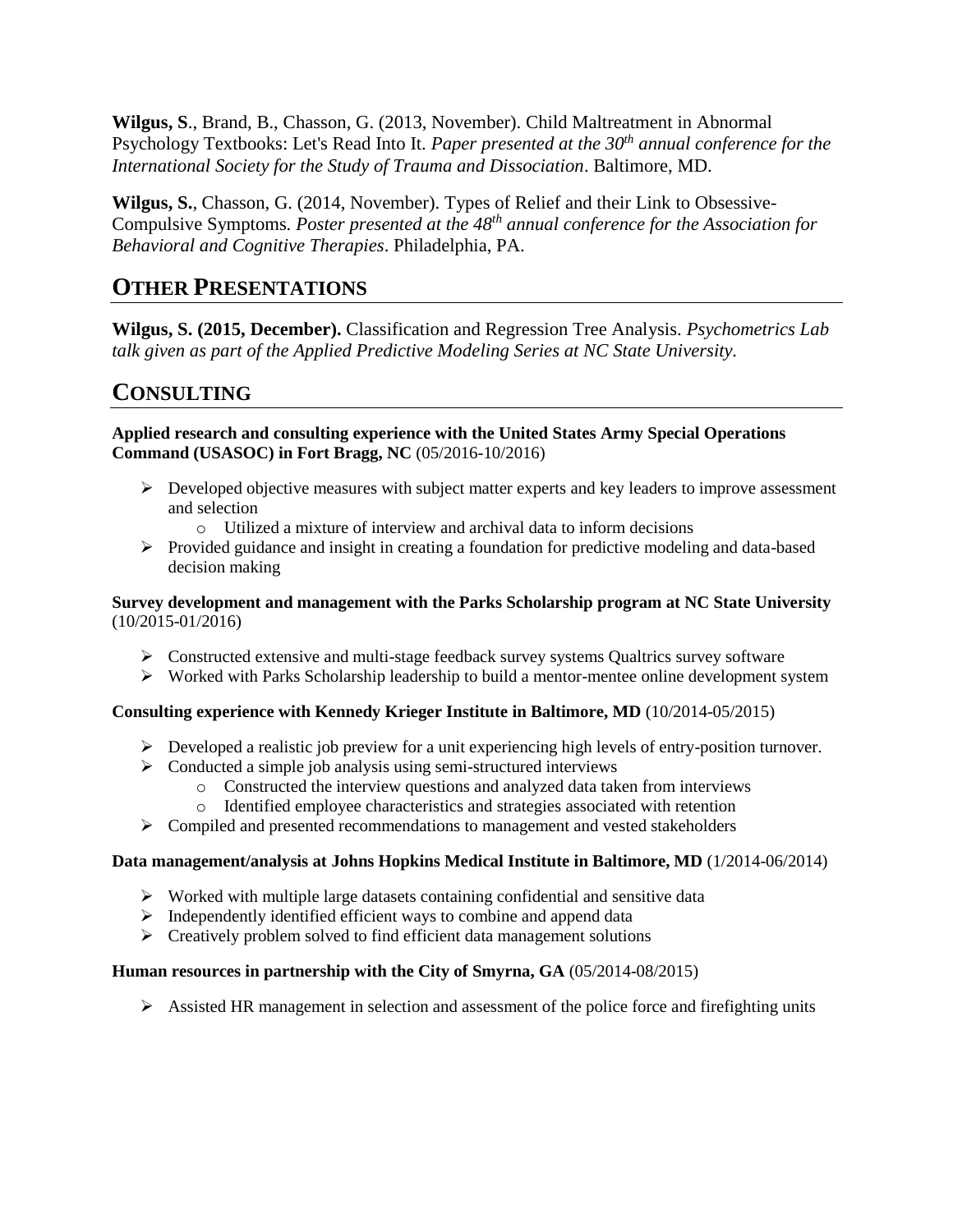**Wilgus, S**., Brand, B., Chasson, G. (2013, November). Child Maltreatment in Abnormal Psychology Textbooks: Let's Read Into It. *Paper presented at the 30th annual conference for the International Society for the Study of Trauma and Dissociation*. Baltimore, MD.

**Wilgus, S.**, Chasson, G. (2014, November). Types of Relief and their Link to Obsessive-Compulsive Symptoms. *Poster presented at the 48th annual conference for the Association for Behavioral and Cognitive Therapies*. Philadelphia, PA.

## OTHER PRESENTATIONS

**Wilgus, S. (2015, December).** Classification and Regression Tree Analysis. *Psychometrics Lab talk given as part of the Applied Predictive Modeling Series at NC State University*.

## CONSULTING

**Applied research and consulting experience with the United States Army Special Operations Command (USASOC) in Fort Bragg, NC** (05/2016-10/2016)

- Developed objective measures with subject matter experts and key leaders to improve assessment and selection
  - Utilized a mixture of interview and archival data to inform decisions
- Provided guidance and insight in creating a foundation for predictive modeling and data-based decision making

**Survey development and management with the Parks Scholarship program at NC State University** (10/2015-01/2016)

- Constructed extensive and multi-stage feedback survey systems Qualtrics survey software
- Worked with Parks Scholarship leadership to build a mentor-mentee online development system

**Consulting experience with Kennedy Krieger Institute in Baltimore, MD** (10/2014-05/2015)

- Developed a realistic job preview for a unit experiencing high levels of entry-position turnover.
- Conducted a simple job analysis using semi-structured interviews
  - Constructed the interview questions and analyzed data taken from interviews
  - Identified employee characteristics and strategies associated with retention
- Compiled and presented recommendations to management and vested stakeholders

**Data management/analysis at Johns Hopkins Medical Institute in Baltimore, MD** (1/2014-06/2014)

- Worked with multiple large datasets containing confidential and sensitive data
- Independently identified efficient ways to combine and append data
- Creatively problem solved to find efficient data management solutions

**Human resources in partnership with the City of Smyrna, GA** (05/2014-08/2015)

- Assisted HR management in selection and assessment of the police force and firefighting units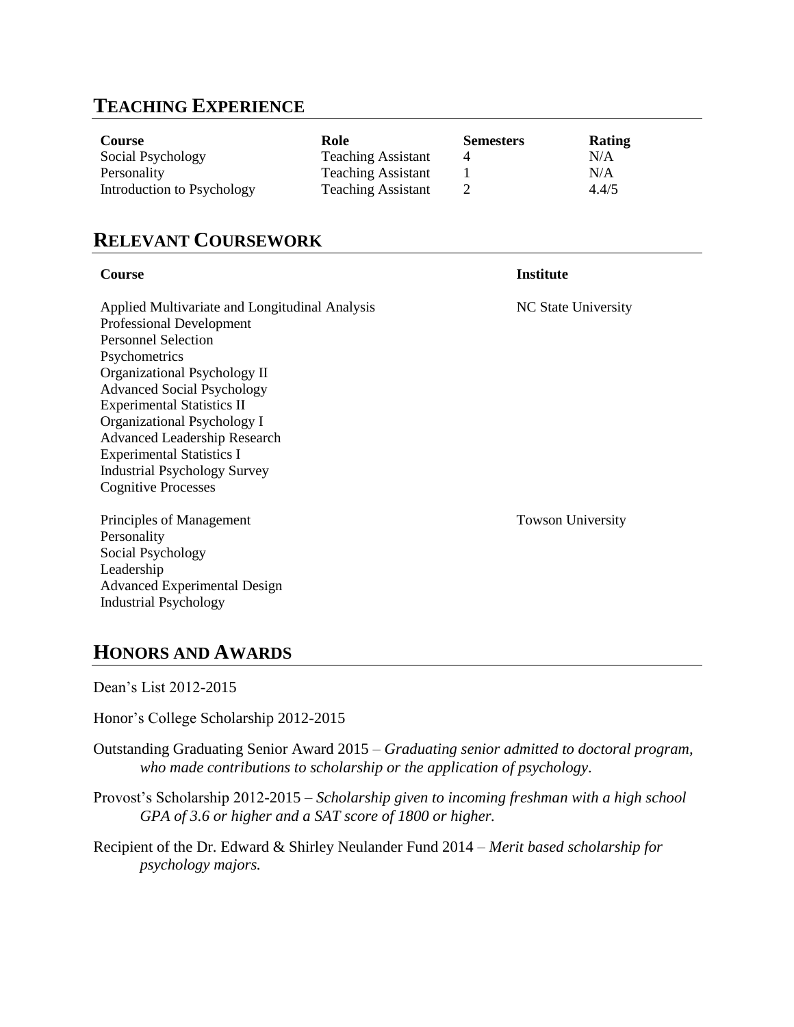## TEACHING EXPERIENCE

| Course | Role | Semesters | Rating |
| --- | --- | --- | --- |
| Social Psychology | Teaching Assistant | 4 | N/A |
| Personality | Teaching Assistant | 1 | N/A |
| Introduction to Psychology | Teaching Assistant | 2 | 4.4/5 |

## RELEVANT COURSEWORK

| Course | Institute |
| --- | --- |
| Applied Multivariate and Longitudinal Analysis<br>Professional Development<br>Personnel Selection<br>Psychometrics<br>Organizational Psychology II<br>Advanced Social Psychology<br>Experimental Statistics II<br>Organizational Psychology I<br>Advanced Leadership Research<br>Experimental Statistics I<br>Industrial Psychology Survey<br>Cognitive Processes | NC State University |
| Principles of Management<br>Personality<br>Social Psychology<br>Leadership<br>Advanced Experimental Design<br>Industrial Psychology | Towson University |

## HONORS AND AWARDS

Dean's List 2012-2015

Honor's College Scholarship 2012-2015

Outstanding Graduating Senior Award 2015 – *Graduating senior admitted to doctoral program, who made contributions to scholarship or the application of psychology.*

Provost's Scholarship 2012-2015 – *Scholarship given to incoming freshman with a high school GPA of 3.6 or higher and a SAT score of 1800 or higher.*

Recipient of the Dr. Edward & Shirley Neulander Fund 2014 – *Merit based scholarship for psychology majors.*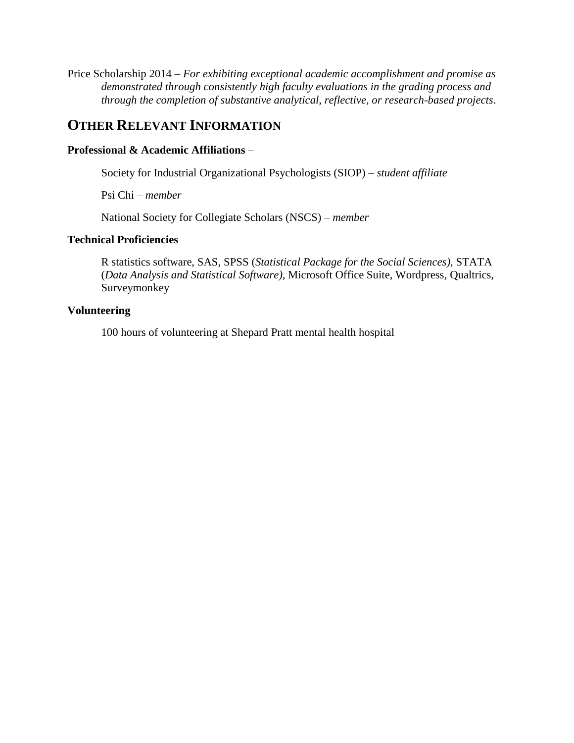Price Scholarship 2014 – *For exhibiting exceptional academic accomplishment and promise as demonstrated through consistently high faculty evaluations in the grading process and through the completion of substantive analytical, reflective, or research-based projects*.

## OTHER RELEVANT INFORMATION

**Professional & Academic Affiliations** –

Society for Industrial Organizational Psychologists (SIOP) – *student affiliate*

Psi Chi – *member*

National Society for Collegiate Scholars (NSCS) – *member*

**Technical Proficiencies**

R statistics software, SAS, SPSS (*Statistical Package for the Social Sciences)*, STATA (*Data Analysis and Statistical Software)*, Microsoft Office Suite, Wordpress, Qualtrics, Surveymonkey

**Volunteering**

100 hours of volunteering at Shepard Pratt mental health hospital